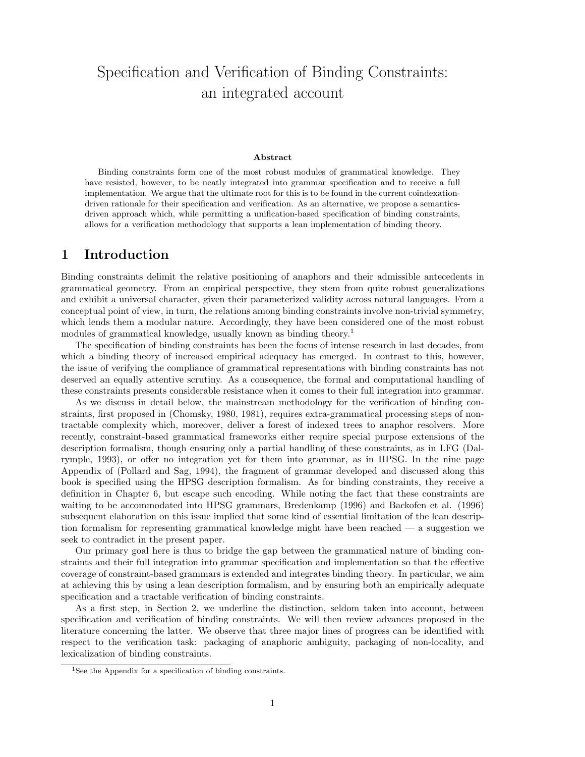# Specification and Verification of Binding Constraints: an integrated account

**Abstract**

Binding constraints form one of the most robust modules of grammatical knowledge. They have resisted, however, to be neatly integrated into grammar specification and to receive a full implementation. We argue that the ultimate root for this is to be found in the current coindexation-driven rationale for their specification and verification. As an alternative, we propose a semantics-driven approach which, while permitting a unification-based specification of binding constraints, allows for a verification methodology that supports a lean implementation of binding theory.

## 1 Introduction

Binding constraints delimit the relative positioning of anaphors and their admissible antecedents in grammatical geometry. From an empirical perspective, they stem from quite robust generalizations and exhibit a universal character, given their parameterized validity across natural languages. From a conceptual point of view, in turn, the relations among binding constraints involve non-trivial symmetry, which lends them a modular nature. Accordingly, they have been considered one of the most robust modules of grammatical knowledge, usually known as binding theory.[1]

The specification of binding constraints has been the focus of intense research in last decades, from which a binding theory of increased empirical adequacy has emerged. In contrast to this, however, the issue of verifying the compliance of grammatical representations with binding constraints has not deserved an equally attentive scrutiny. As a consequence, the formal and computational handling of these constraints presents considerable resistance when it comes to their full integration into grammar.

As we discuss in detail below, the mainstream methodology for the verification of binding constraints, first proposed in (Chomsky, 1980, 1981), requires extra-grammatical processing steps of non-tractable complexity which, moreover, deliver a forest of indexed trees to anaphor resolvers. More recently, constraint-based grammatical frameworks either require special purpose extensions of the description formalism, though ensuring only a partial handling of these constraints, as in LFG (Dalrymple, 1993), or offer no integration yet for them into grammar, as in HPSG. In the nine page Appendix of (Pollard and Sag, 1994), the fragment of grammar developed and discussed along this book is specified using the HPSG description formalism. As for binding constraints, they receive a definition in Chapter 6, but escape such encoding. While noting the fact that these constraints are waiting to be accommodated into HPSG grammars, Bredenkamp (1996) and Backofen et al. (1996) subsequent elaboration on this issue implied that some kind of essential limitation of the lean description formalism for representing grammatical knowledge might have been reached — a suggestion we seek to contradict in the present paper.

Our primary goal here is thus to bridge the gap between the grammatical nature of binding constraints and their full integration into grammar specification and implementation so that the effective coverage of constraint-based grammars is extended and integrates binding theory. In particular, we aim at achieving this by using a lean description formalism, and by ensuring both an empirically adequate specification and a tractable verification of binding constraints.

As a first step, in Section 2, we underline the distinction, seldom taken into account, between specification and verification of binding constraints. We will then review advances proposed in the literature concerning the latter. We observe that three major lines of progress can be identified with respect to the verification task: packaging of anaphoric ambiguity, packaging of non-locality, and lexicalization of binding constraints.

[1] See the Appendix for a specification of binding constraints.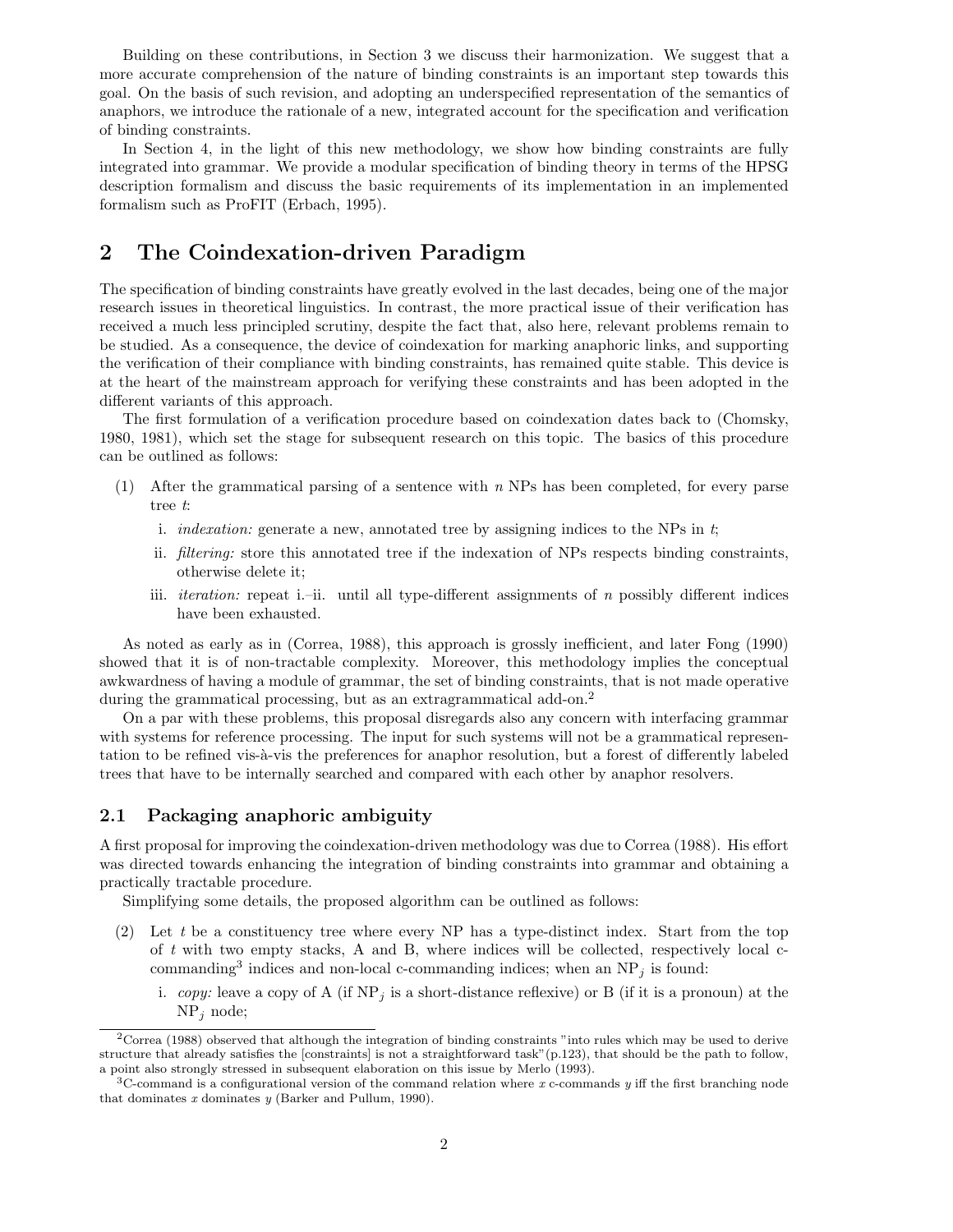Building on these contributions, in Section 3 we discuss their harmonization. We suggest that a more accurate comprehension of the nature of binding constraints is an important step towards this goal. On the basis of such revision, and adopting an underspecified representation of the semantics of anaphors, we introduce the rationale of a new, integrated account for the specification and verification of binding constraints.

In Section 4, in the light of this new methodology, we show how binding constraints are fully integrated into grammar. We provide a modular specification of binding theory in terms of the HPSG description formalism and discuss the basic requirements of its implementation in an implemented formalism such as ProFIT (Erbach, 1995).

# 2 The Coindexation-driven Paradigm

The specification of binding constraints have greatly evolved in the last decades, being one of the major research issues in theoretical linguistics. In contrast, the more practical issue of their verification has received a much less principled scrutiny, despite the fact that, also here, relevant problems remain to be studied. As a consequence, the device of coindexation for marking anaphoric links, and supporting the verification of their compliance with binding constraints, has remained quite stable. This device is at the heart of the mainstream approach for verifying these constraints and has been adopted in the different variants of this approach.

The first formulation of a verification procedure based on coindexation dates back to (Chomsky, 1980, 1981), which set the stage for subsequent research on this topic. The basics of this procedure can be outlined as follows:

(1) After the grammatical parsing of a sentence with $n$ NPs has been completed, for every parse tree $t$:

  i. *indexation:* generate a new, annotated tree by assigning indices to the NPs in $t$;

  ii. *filtering:* store this annotated tree if the indexation of NPs respects binding constraints, otherwise delete it;

  iii. *iteration:* repeat i.–ii. until all type-different assignments of $n$ possibly different indices have been exhausted.

As noted as early as in (Correa, 1988), this approach is grossly inefficient, and later Fong (1990) showed that it is of non-tractable complexity. Moreover, this methodology implies the conceptual awkwardness of having a module of grammar, the set of binding constraints, that is not made operative during the grammatical processing, but as an extragrammatical add-on.[2]

On a par with these problems, this proposal disregards also any concern with interfacing grammar with systems for reference processing. The input for such systems will not be a grammatical representation to be refined vis-à-vis the preferences for anaphor resolution, but a forest of differently labeled trees that have to be internally searched and compared with each other by anaphor resolvers.

## 2.1 Packaging anaphoric ambiguity

A first proposal for improving the coindexation-driven methodology was due to Correa (1988). His effort was directed towards enhancing the integration of binding constraints into grammar and obtaining a practically tractable procedure.

Simplifying some details, the proposed algorithm can be outlined as follows:

(2) Let $t$ be a constituency tree where every NP has a type-distinct index. Start from the top of $t$ with two empty stacks, A and B, where indices will be collected, respectively local c-commanding[3] indices and non-local c-commanding indices; when an $\text{NP}_j$ is found:

  i. *copy:* leave a copy of A (if $\text{NP}_j$ is a short-distance reflexive) or B (if it is a pronoun) at the $\text{NP}_j$ node;

[2] Correa (1988) observed that although the integration of binding constraints "into rules which may be used to derive structure that already satisfies the [constraints] is not a straightforward task"(p.123), that should be the path to follow, a point also strongly stressed in subsequent elaboration on this issue by Merlo (1993).

[3] C-command is a configurational version of the command relation where $x$ c-commands $y$ iff the first branching node that dominates $x$ dominates $y$ (Barker and Pullum, 1990).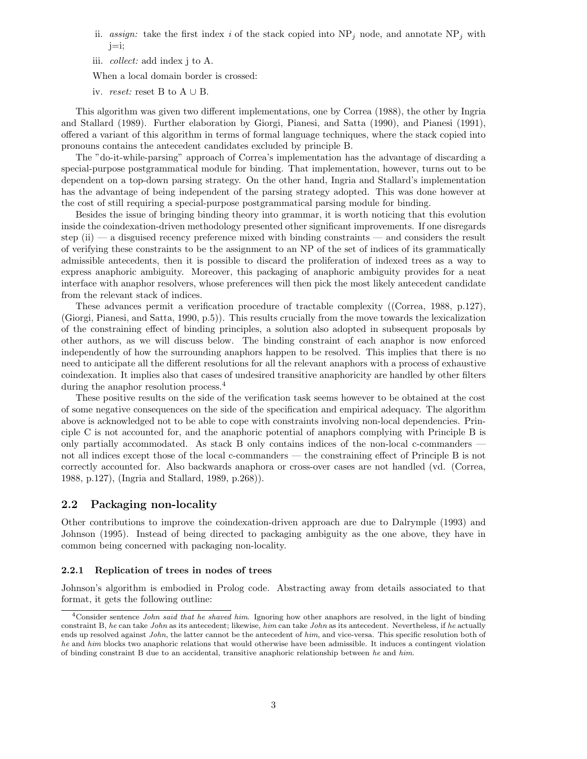ii. *assign:* take the first index $i$ of the stack copied into $NP_j$ node, and annotate $NP_j$ with $j=i$;

iii. *collect:* add index j to A.

When a local domain border is crossed:

iv. *reset:* reset B to $A \cup B$.

This algorithm was given two different implementations, one by Correa (1988), the other by Ingria and Stallard (1989). Further elaboration by Giorgi, Pianesi, and Satta (1990), and Pianesi (1991), offered a variant of this algorithm in terms of formal language techniques, where the stack copied into pronouns contains the antecedent candidates excluded by principle B.

The "do-it-while-parsing" approach of Correa's implementation has the advantage of discarding a special-purpose postgrammatical module for binding. That implementation, however, turns out to be dependent on a top-down parsing strategy. On the other hand, Ingria and Stallard's implementation has the advantage of being independent of the parsing strategy adopted. This was done however at the cost of still requiring a special-purpose postgrammatical parsing module for binding.

Besides the issue of bringing binding theory into grammar, it is worth noticing that this evolution inside the coindexation-driven methodology presented other significant improvements. If one disregards step (ii) — a disguised recency preference mixed with binding constraints — and considers the result of verifying these constraints to be the assignment to an NP of the set of indices of its grammatically admissible antecedents, then it is possible to discard the proliferation of indexed trees as a way to express anaphoric ambiguity. Moreover, this packaging of anaphoric ambiguity provides for a neat interface with anaphor resolvers, whose preferences will then pick the most likely antecedent candidate from the relevant stack of indices.

These advances permit a verification procedure of tractable complexity ((Correa, 1988, p.127), (Giorgi, Pianesi, and Satta, 1990, p.5)). This results crucially from the move towards the lexicalization of the constraining effect of binding principles, a solution also adopted in subsequent proposals by other authors, as we will discuss below. The binding constraint of each anaphor is now enforced independently of how the surrounding anaphors happen to be resolved. This implies that there is no need to anticipate all the different resolutions for all the relevant anaphors with a process of exhaustive coindexation. It implies also that cases of undesired transitive anaphoricity are handled by other filters during the anaphor resolution process.[4]

These positive results on the side of the verification task seems however to be obtained at the cost of some negative consequences on the side of the specification and empirical adequacy. The algorithm above is acknowledged not to be able to cope with constraints involving non-local dependencies. Principle C is not accounted for, and the anaphoric potential of anaphors complying with Principle B is only partially accommodated. As stack B only contains indices of the non-local c-commanders — not all indices except those of the local c-commanders — the constraining effect of Principle B is not correctly accounted for. Also backwards anaphora or cross-over cases are not handled (vd. (Correa, 1988, p.127), (Ingria and Stallard, 1989, p.268)).

## 2.2 Packaging non-locality

Other contributions to improve the coindexation-driven approach are due to Dalrymple (1993) and Johnson (1995). Instead of being directed to packaging ambiguity as the one above, they have in common being concerned with packaging non-locality.

### 2.2.1 Replication of trees in nodes of trees

Johnson's algorithm is embodied in Prolog code. Abstracting away from details associated to that format, it gets the following outline:

---

[4] Consider sentence *John said that he shaved him*. Ignoring how other anaphors are resolved, in the light of binding constraint B, *he* can take *John* as its antecedent; likewise, *him* can take *John* as its antecedent. Nevertheless, if *he* actually ends up resolved against *John*, the latter cannot be the antecedent of *him*, and vice-versa. This specific resolution both of *he* and *him* blocks two anaphoric relations that would otherwise have been admissible. It induces a contingent violation of binding constraint B due to an accidental, transitive anaphoric relationship between *he* and *him*.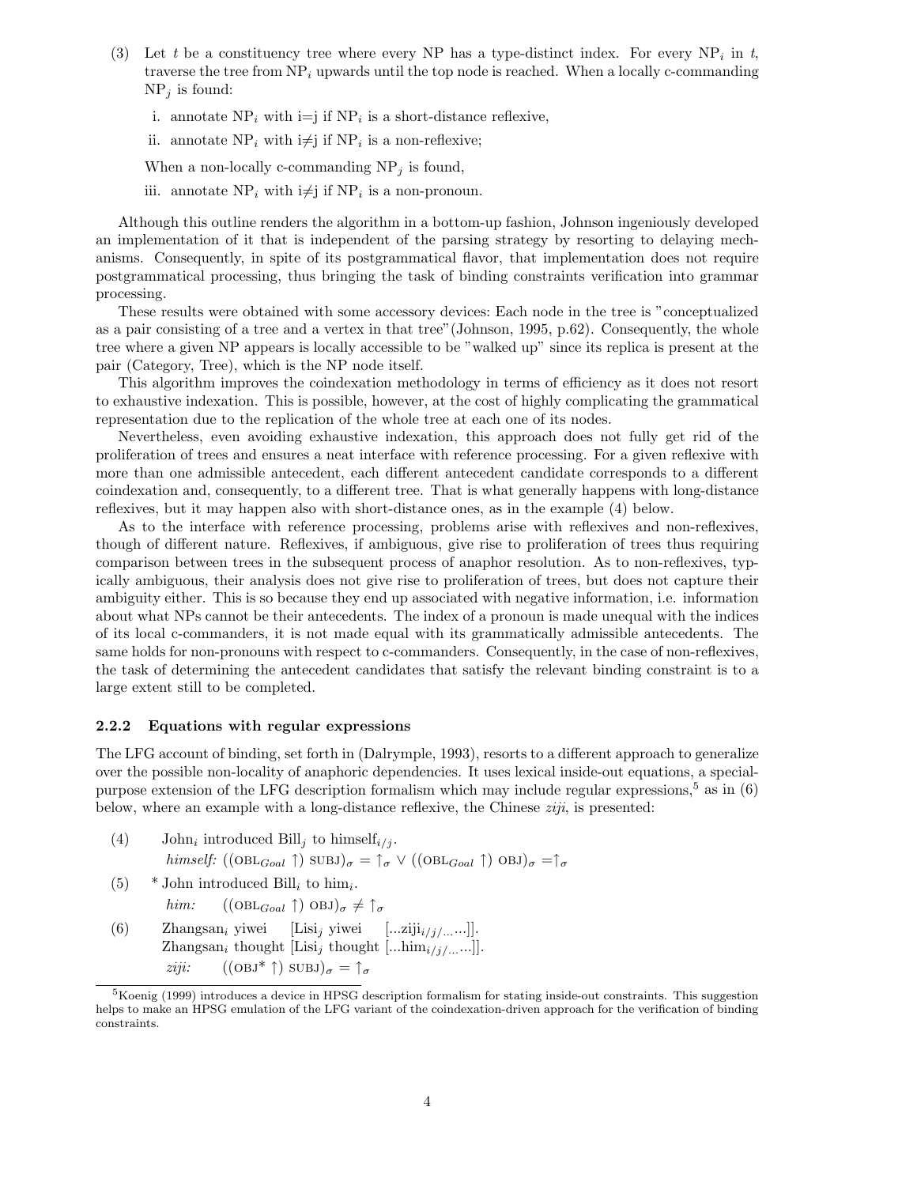(3) Let $t$ be a constituency tree where every NP has a type-distinct index. For every $NP_i$ in $t$, traverse the tree from $NP_i$ upwards until the top node is reached. When a locally c-commanding $NP_j$ is found:

   i. annotate $NP_i$ with i=j if $NP_i$ is a short-distance reflexive,

   ii. annotate $NP_i$ with i≠j if $NP_i$ is a non-reflexive;

   When a non-locally c-commanding $NP_j$ is found,

   iii. annotate $NP_i$ with i≠j if $NP_i$ is a non-pronoun.

Although this outline renders the algorithm in a bottom-up fashion, Johnson ingeniously developed an implementation of it that is independent of the parsing strategy by resorting to delaying mechanisms. Consequently, in spite of its postgrammatical flavor, that implementation does not require postgrammatical processing, thus bringing the task of binding constraints verification into grammar processing.

These results were obtained with some accessory devices: Each node in the tree is "conceptualized as a pair consisting of a tree and a vertex in that tree"(Johnson, 1995, p.62). Consequently, the whole tree where a given NP appears is locally accessible to be "walked up" since its replica is present at the pair (Category, Tree), which is the NP node itself.

This algorithm improves the coindexation methodology in terms of efficiency as it does not resort to exhaustive indexation. This is possible, however, at the cost of highly complicating the grammatical representation due to the replication of the whole tree at each one of its nodes.

Nevertheless, even avoiding exhaustive indexation, this approach does not fully get rid of the proliferation of trees and ensures a neat interface with reference processing. For a given reflexive with more than one admissible antecedent, each different antecedent candidate corresponds to a different coindexation and, consequently, to a different tree. That is what generally happens with long-distance reflexives, but it may happen also with short-distance ones, as in the example (4) below.

As to the interface with reference processing, problems arise with reflexives and non-reflexives, though of different nature. Reflexives, if ambiguous, give rise to proliferation of trees thus requiring comparison between trees in the subsequent process of anaphor resolution. As to non-reflexives, typically ambiguous, their analysis does not give rise to proliferation of trees, but does not capture their ambiguity either. This is so because they end up associated with negative information, i.e. information about what NPs cannot be their antecedents. The index of a pronoun is made unequal with the indices of its local c-commanders, it is not made equal with its grammatically admissible antecedents. The same holds for non-pronouns with respect to c-commanders. Consequently, in the case of non-reflexives, the task of determining the antecedent candidates that satisfy the relevant binding constraint is to a large extent still to be completed.

### 2.2.2 Equations with regular expressions

The LFG account of binding, set forth in (Dalrymple, 1993), resorts to a different approach to generalize over the possible non-locality of anaphoric dependencies. It uses lexical inside-out equations, a special-purpose extension of the LFG description formalism which may include regular expressions,[5] as in (6) below, where an example with a long-distance reflexive, the Chinese *ziji*, is presented:

(4) John$_i$ introduced Bill$_j$ to himself$_{i/j}$.
*himself:* $((\text{OBL}_{Goal}\uparrow)\ \text{SUBJ})_\sigma = \uparrow_\sigma \vee ((\text{OBL}_{Goal}\uparrow)\ \text{OBJ})_\sigma = \uparrow_\sigma$

(5) * John introduced Bill$_i$ to him$_i$.
*him:* $((\text{OBL}_{Goal}\uparrow)\ \text{OBJ})_\sigma \neq \uparrow_\sigma$

(6) Zhangsan$_i$ yiwei [Lisi$_j$ yiwei [...ziji$_{i/j/...}$...]].
Zhangsan$_i$ thought [Lisi$_j$ thought [...him$_{i/j/...}$...]].
*ziji:* $((\text{OBJ}^*\uparrow)\ \text{SUBJ})_\sigma = \uparrow_\sigma$

[5] Koenig (1999) introduces a device in HPSG description formalism for stating inside-out constraints. This suggestion helps to make an HPSG emulation of the LFG variant of the coindexation-driven approach for the verification of binding constraints.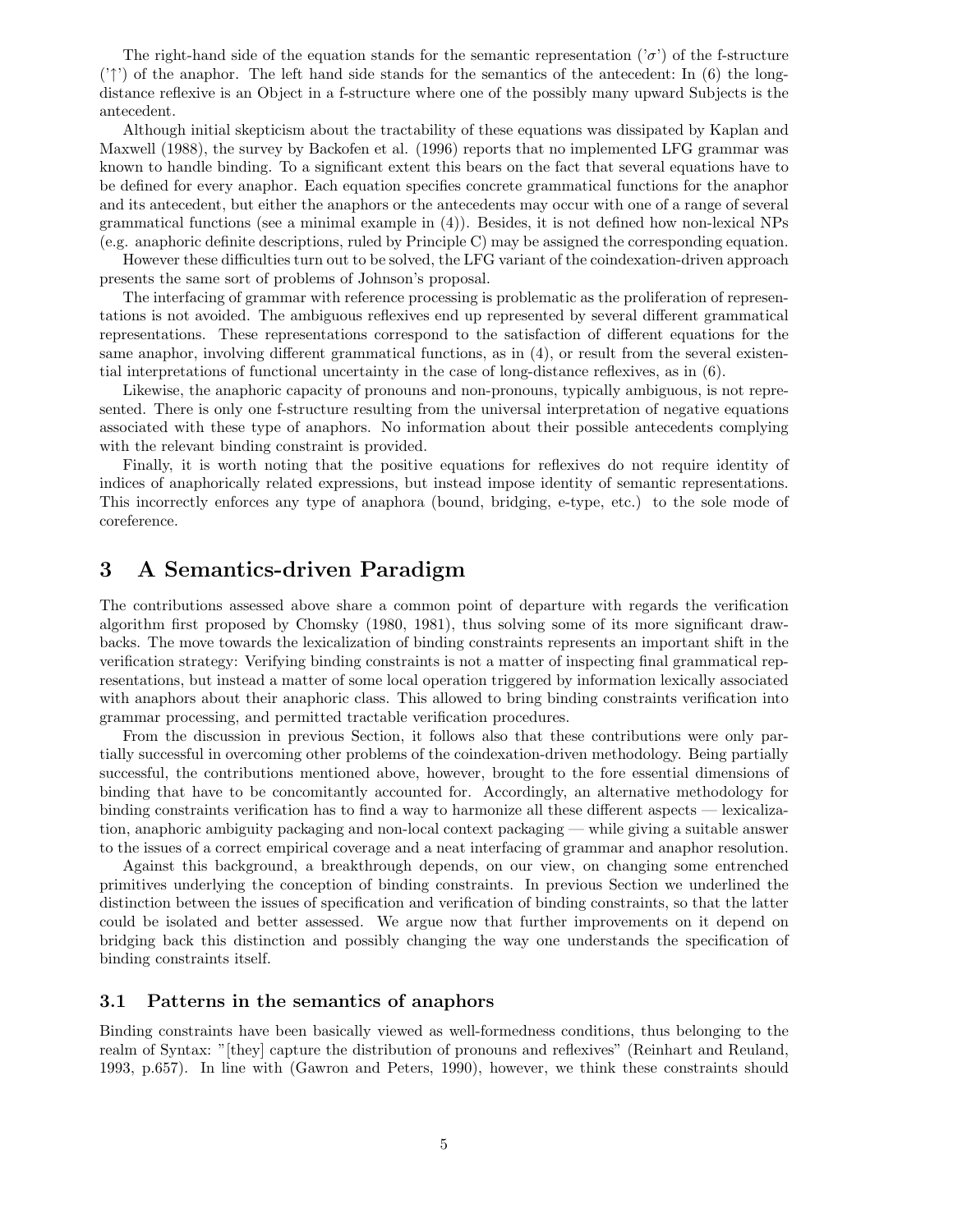The right-hand side of the equation stands for the semantic representation ('$\sigma$') of the f-structure ('$\uparrow$') of the anaphor. The left hand side stands for the semantics of the antecedent: In (6) the long-distance reflexive is an Object in a f-structure where one of the possibly many upward Subjects is the antecedent.

Although initial skepticism about the tractability of these equations was dissipated by Kaplan and Maxwell (1988), the survey by Backofen et al. (1996) reports that no implemented LFG grammar was known to handle binding. To a significant extent this bears on the fact that several equations have to be defined for every anaphor. Each equation specifies concrete grammatical functions for the anaphor and its antecedent, but either the anaphors or the antecedents may occur with one of a range of several grammatical functions (see a minimal example in (4)). Besides, it is not defined how non-lexical NPs (e.g. anaphoric definite descriptions, ruled by Principle C) may be assigned the corresponding equation.

However these difficulties turn out to be solved, the LFG variant of the coindexation-driven approach presents the same sort of problems of Johnson's proposal.

The interfacing of grammar with reference processing is problematic as the proliferation of representations is not avoided. The ambiguous reflexives end up represented by several different grammatical representations. These representations correspond to the satisfaction of different equations for the same anaphor, involving different grammatical functions, as in (4), or result from the several existential interpretations of functional uncertainty in the case of long-distance reflexives, as in (6).

Likewise, the anaphoric capacity of pronouns and non-pronouns, typically ambiguous, is not represented. There is only one f-structure resulting from the universal interpretation of negative equations associated with these type of anaphors. No information about their possible antecedents complying with the relevant binding constraint is provided.

Finally, it is worth noting that the positive equations for reflexives do not require identity of indices of anaphorically related expressions, but instead impose identity of semantic representations. This incorrectly enforces any type of anaphora (bound, bridging, e-type, etc.) to the sole mode of coreference.

## 3 A Semantics-driven Paradigm

The contributions assessed above share a common point of departure with regards the verification algorithm first proposed by Chomsky (1980, 1981), thus solving some of its more significant drawbacks. The move towards the lexicalization of binding constraints represents an important shift in the verification strategy: Verifying binding constraints is not a matter of inspecting final grammatical representations, but instead a matter of some local operation triggered by information lexically associated with anaphors about their anaphoric class. This allowed to bring binding constraints verification into grammar processing, and permitted tractable verification procedures.

From the discussion in previous Section, it follows also that these contributions were only partially successful in overcoming other problems of the coindexation-driven methodology. Being partially successful, the contributions mentioned above, however, brought to the fore essential dimensions of binding that have to be concomitantly accounted for. Accordingly, an alternative methodology for binding constraints verification has to find a way to harmonize all these different aspects — lexicalization, anaphoric ambiguity packaging and non-local context packaging — while giving a suitable answer to the issues of a correct empirical coverage and a neat interfacing of grammar and anaphor resolution.

Against this background, a breakthrough depends, on our view, on changing some entrenched primitives underlying the conception of binding constraints. In previous Section we underlined the distinction between the issues of specification and verification of binding constraints, so that the latter could be isolated and better assessed. We argue now that further improvements on it depend on bridging back this distinction and possibly changing the way one understands the specification of binding constraints itself.

### 3.1 Patterns in the semantics of anaphors

Binding constraints have been basically viewed as well-formedness conditions, thus belonging to the realm of Syntax: "[they] capture the distribution of pronouns and reflexives" (Reinhart and Reuland, 1993, p.657). In line with (Gawron and Peters, 1990), however, we think these constraints should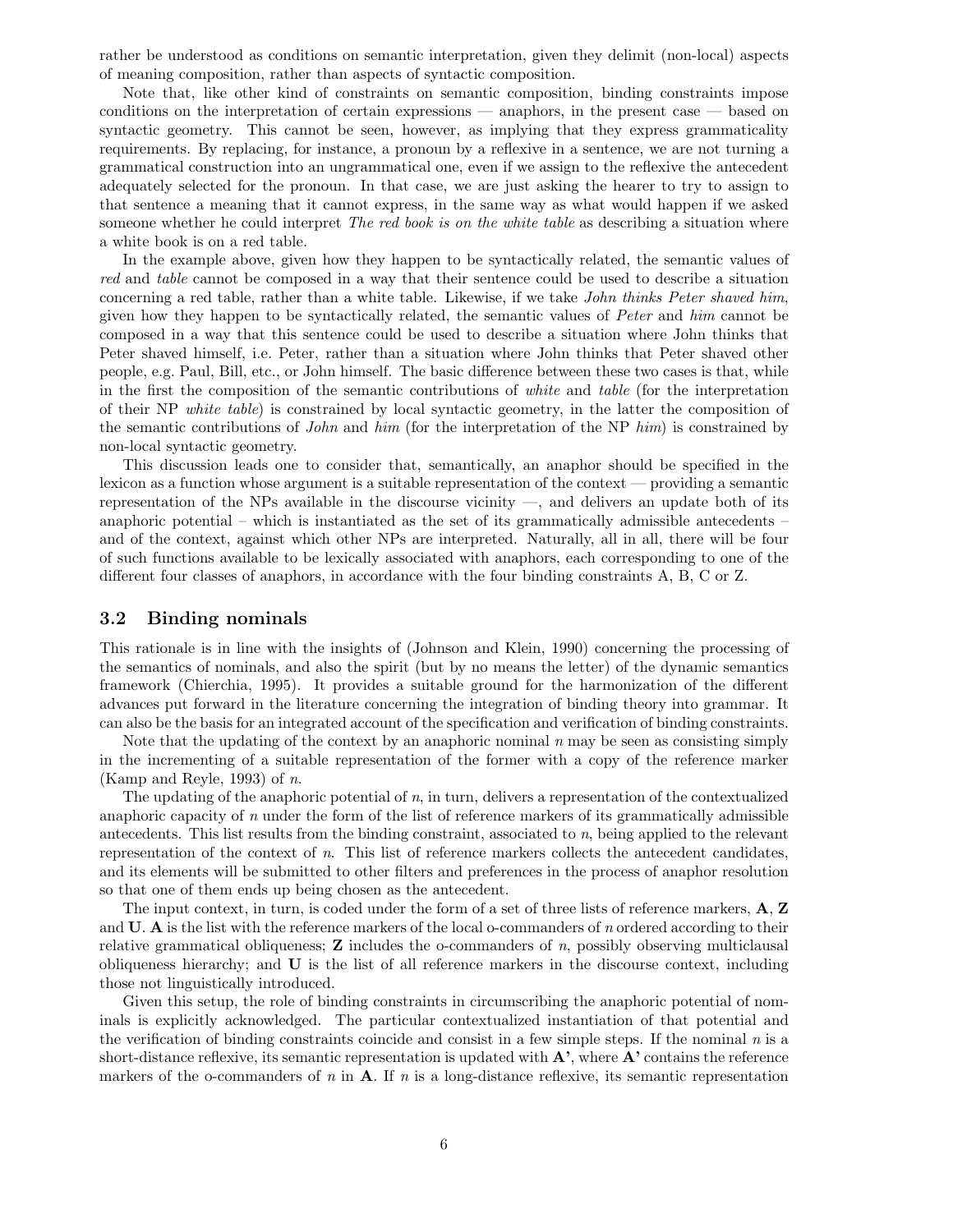rather be understood as conditions on semantic interpretation, given they delimit (non-local) aspects of meaning composition, rather than aspects of syntactic composition.

Note that, like other kind of constraints on semantic composition, binding constraints impose conditions on the interpretation of certain expressions — anaphors, in the present case — based on syntactic geometry. This cannot be seen, however, as implying that they express grammaticality requirements. By replacing, for instance, a pronoun by a reflexive in a sentence, we are not turning a grammatical construction into an ungrammatical one, even if we assign to the reflexive the antecedent adequately selected for the pronoun. In that case, we are just asking the hearer to try to assign to that sentence a meaning that it cannot express, in the same way as what would happen if we asked someone whether he could interpret *The red book is on the white table* as describing a situation where a white book is on a red table.

In the example above, given how they happen to be syntactically related, the semantic values of *red* and *table* cannot be composed in a way that their sentence could be used to describe a situation concerning a red table, rather than a white table. Likewise, if we take *John thinks Peter shaved him*, given how they happen to be syntactically related, the semantic values of *Peter* and *him* cannot be composed in a way that this sentence could be used to describe a situation where John thinks that Peter shaved himself, i.e. Peter, rather than a situation where John thinks that Peter shaved other people, e.g. Paul, Bill, etc., or John himself. The basic difference between these two cases is that, while in the first the composition of the semantic contributions of *white* and *table* (for the interpretation of their NP *white table*) is constrained by local syntactic geometry, in the latter the composition of the semantic contributions of *John* and *him* (for the interpretation of the NP *him*) is constrained by non-local syntactic geometry.

This discussion leads one to consider that, semantically, an anaphor should be specified in the lexicon as a function whose argument is a suitable representation of the context — providing a semantic representation of the NPs available in the discourse vicinity —, and delivers an update both of its anaphoric potential – which is instantiated as the set of its grammatically admissible antecedents – and of the context, against which other NPs are interpreted. Naturally, all in all, there will be four of such functions available to be lexically associated with anaphors, each corresponding to one of the different four classes of anaphors, in accordance with the four binding constraints A, B, C or Z.

## 3.2 Binding nominals

This rationale is in line with the insights of (Johnson and Klein, 1990) concerning the processing of the semantics of nominals, and also the spirit (but by no means the letter) of the dynamic semantics framework (Chierchia, 1995). It provides a suitable ground for the harmonization of the different advances put forward in the literature concerning the integration of binding theory into grammar. It can also be the basis for an integrated account of the specification and verification of binding constraints.

Note that the updating of the context by an anaphoric nominal $n$ may be seen as consisting simply in the incrementing of a suitable representation of the former with a copy of the reference marker (Kamp and Reyle, 1993) of $n$.

The updating of the anaphoric potential of $n$, in turn, delivers a representation of the contextualized anaphoric capacity of $n$ under the form of the list of reference markers of its grammatically admissible antecedents. This list results from the binding constraint, associated to $n$, being applied to the relevant representation of the context of $n$. This list of reference markers collects the antecedent candidates, and its elements will be submitted to other filters and preferences in the process of anaphor resolution so that one of them ends up being chosen as the antecedent.

The input context, in turn, is coded under the form of a set of three lists of reference markers, **A**, **Z** and **U**. **A** is the list with the reference markers of the local o-commanders of $n$ ordered according to their relative grammatical obliqueness; **Z** includes the o-commanders of $n$, possibly observing multiclausal obliqueness hierarchy; and **U** is the list of all reference markers in the discourse context, including those not linguistically introduced.

Given this setup, the role of binding constraints in circumscribing the anaphoric potential of nominals is explicitly acknowledged. The particular contextualized instantiation of that potential and the verification of binding constraints coincide and consist in a few simple steps. If the nominal $n$ is a short-distance reflexive, its semantic representation is updated with **A'**, where **A'** contains the reference markers of the o-commanders of $n$ in **A**. If $n$ is a long-distance reflexive, its semantic representation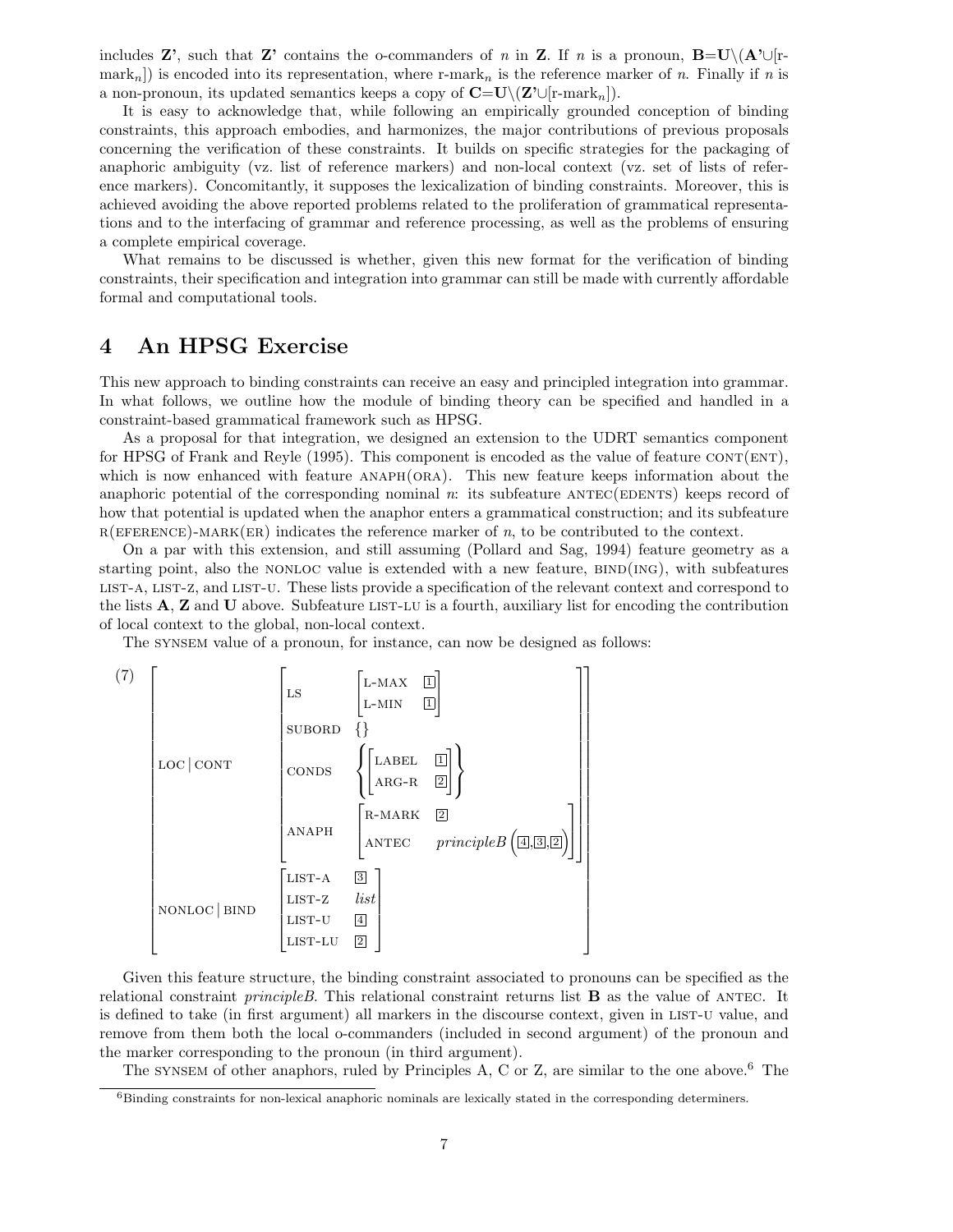includes **Z'**, such that **Z'** contains the o-commanders of $n$ in **Z**. If $n$ is a pronoun, $\mathbf{B}=\mathbf{U}\backslash(\mathbf{A'}\cup[\text{r-mark}_n])$ is encoded into its representation, where r-mark$_n$ is the reference marker of $n$. Finally if $n$ is a non-pronoun, its updated semantics keeps a copy of $\mathbf{C}=\mathbf{U}\backslash(\mathbf{Z'}\cup[\text{r-mark}_n])$.

It is easy to acknowledge that, while following an empirically grounded conception of binding constraints, this approach embodies, and harmonizes, the major contributions of previous proposals concerning the verification of these constraints. It builds on specific strategies for the packaging of anaphoric ambiguity (vz. list of reference markers) and non-local context (vz. set of lists of reference markers). Concomitantly, it supposes the lexicalization of binding constraints. Moreover, this is achieved avoiding the above reported problems related to the proliferation of grammatical representations and to the interfacing of grammar and reference processing, as well as the problems of ensuring a complete empirical coverage.

What remains to be discussed is whether, given this new format for the verification of binding constraints, their specification and integration into grammar can still be made with currently affordable formal and computational tools.

# 4 An HPSG Exercise

This new approach to binding constraints can receive an easy and principled integration into grammar. In what follows, we outline how the module of binding theory can be specified and handled in a constraint-based grammatical framework such as HPSG.

As a proposal for that integration, we designed an extension to the UDRT semantics component for HPSG of Frank and Reyle (1995). This component is encoded as the value of feature CONT(ENT), which is now enhanced with feature ANAPH(ORA). This new feature keeps information about the anaphoric potential of the corresponding nominal $n$: its subfeature ANTEC(EDENTS) keeps record of how that potential is updated when the anaphor enters a grammatical construction; and its subfeature R(EFERENCE)-MARK(ER) indicates the reference marker of $n$, to be contributed to the context.

On a par with this extension, and still assuming (Pollard and Sag, 1994) feature geometry as a starting point, also the NONLOC value is extended with a new feature, BIND(ING), with subfeatures LIST-A, LIST-Z, and LIST-U. These lists provide a specification of the relevant context and correspond to the lists **A**, **Z** and **U** above. Subfeature LIST-LU is a fourth, auxiliary list for encoding the contribution of local context to the global, non-local context.

The SYNSEM value of a pronoun, for instance, can now be designed as follows:

(7)
$$\left[\begin{array}{ll}\text{LOC}\mid\text{CONT} & \left[\begin{array}{ll}\text{LS} & \left[\begin{array}{ll}\text{L-MAX} & \boxed{1}\\ \text{L-MIN} & \boxed{1}\end{array}\right]\\ \text{SUBORD} & \{\}\\ \text{CONDS} & \left\{\left[\begin{array}{ll}\text{LABEL} & \boxed{1}\\ \text{ARG-R} & \boxed{2}\end{array}\right]\right\}\\ \text{ANAPH} & \left[\begin{array}{ll}\text{R-MARK} & \boxed{2}\\ \text{ANTEC} & \mathit{principleB}\left(\boxed{4},\boxed{3},\boxed{2}\right)\end{array}\right]\end{array}\right]\\ \text{NONLOC}\mid\text{BIND} & \left[\begin{array}{ll}\text{LIST-A} & \boxed{3}\\ \text{LIST-Z} & \mathit{list}\\ \text{LIST-U} & \boxed{4}\\ \text{LIST-LU} & \boxed{2}\end{array}\right]\end{array}\right]$$

Given this feature structure, the binding constraint associated to pronouns can be specified as the relational constraint *principleB*. This relational constraint returns list **B** as the value of ANTEC. It is defined to take (in first argument) all markers in the discourse context, given in LIST-U value, and remove from them both the local o-commanders (included in second argument) of the pronoun and the marker corresponding to the pronoun (in third argument).

The SYNSEM of other anaphors, ruled by Principles A, C or Z, are similar to the one above.[6] The

[6] Binding constraints for non-lexical anaphoric nominals are lexically stated in the corresponding determiners.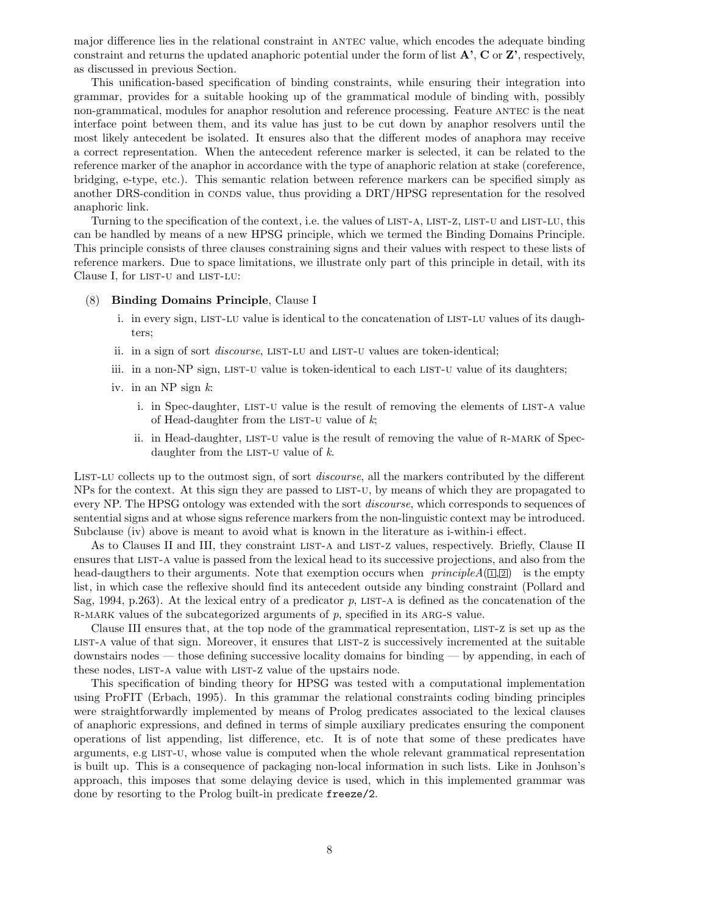major difference lies in the relational constraint in ANTEC value, which encodes the adequate binding constraint and returns the updated anaphoric potential under the form of list **A'**, **C** or **Z'**, respectively, as discussed in previous Section.

This unification-based specification of binding constraints, while ensuring their integration into grammar, provides for a suitable hooking up of the grammatical module of binding with, possibly non-grammatical, modules for anaphor resolution and reference processing. Feature ANTEC is the neat interface point between them, and its value has just to be cut down by anaphor resolvers until the most likely antecedent be isolated. It ensures also that the different modes of anaphora may receive a correct representation. When the antecedent reference marker is selected, it can be related to the reference marker of the anaphor in accordance with the type of anaphoric relation at stake (coreference, bridging, e-type, etc.). This semantic relation between reference markers can be specified simply as another DRS-condition in CONDS value, thus providing a DRT/HPSG representation for the resolved anaphoric link.

Turning to the specification of the context, i.e. the values of LIST-A, LIST-Z, LIST-U and LIST-LU, this can be handled by means of a new HPSG principle, which we termed the Binding Domains Principle. This principle consists of three clauses constraining signs and their values with respect to these lists of reference markers. Due to space limitations, we illustrate only part of this principle in detail, with its Clause I, for LIST-U and LIST-LU:

(8) **Binding Domains Principle**, Clause I

 i. in every sign, LIST-LU value is identical to the concatenation of LIST-LU values of its daughters;

 ii. in a sign of sort *discourse*, LIST-LU and LIST-U values are token-identical;

 iii. in a non-NP sign, LIST-U value is token-identical to each LIST-U value of its daughters;

 iv. in an NP sign *k*:

  i. in Spec-daughter, LIST-U value is the result of removing the elements of LIST-A value of Head-daughter from the LIST-U value of *k*;

  ii. in Head-daughter, LIST-U value is the result of removing the value of R-MARK of Spec-daughter from the LIST-U value of *k*.

LIST-LU collects up to the outmost sign, of sort *discourse*, all the markers contributed by the different NPs for the context. At this sign they are passed to LIST-U, by means of which they are propagated to every NP. The HPSG ontology was extended with the sort *discourse*, which corresponds to sequences of sentential signs and at whose signs reference markers from the non-linguistic context may be introduced. Subclause (iv) above is meant to avoid what is known in the literature as i-within-i effect.

As to Clauses II and III, they constraint LIST-A and LIST-Z values, respectively. Briefly, Clause II ensures that LIST-A value is passed from the lexical head to its successive projections, and also from the head-daugthers to their arguments. Note that exemption occurs when *principleA*(1,2) is the empty list, in which case the reflexive should find its antecedent outside any binding constraint (Pollard and Sag, 1994, p.263). At the lexical entry of a predicator *p*, LIST-A is defined as the concatenation of the R-MARK values of the subcategorized arguments of *p*, specified in its ARG-S value.

Clause III ensures that, at the top node of the grammatical representation, LIST-Z is set up as the LIST-A value of that sign. Moreover, it ensures that LIST-Z is successively incremented at the suitable downstairs nodes — those defining successive locality domains for binding — by appending, in each of these nodes, LIST-A value with LIST-Z value of the upstairs node.

This specification of binding theory for HPSG was tested with a computational implementation using ProFIT (Erbach, 1995). In this grammar the relational constraints coding binding principles were straightforwardly implemented by means of Prolog predicates associated to the lexical clauses of anaphoric expressions, and defined in terms of simple auxiliary predicates ensuring the component operations of list appending, list difference, etc. It is of note that some of these predicates have arguments, e.g LIST-U, whose value is computed when the whole relevant grammatical representation is built up. This is a consequence of packaging non-local information in such lists. Like in Jonhson's approach, this imposes that some delaying device is used, which in this implemented grammar was done by resorting to the Prolog built-in predicate `freeze/2`.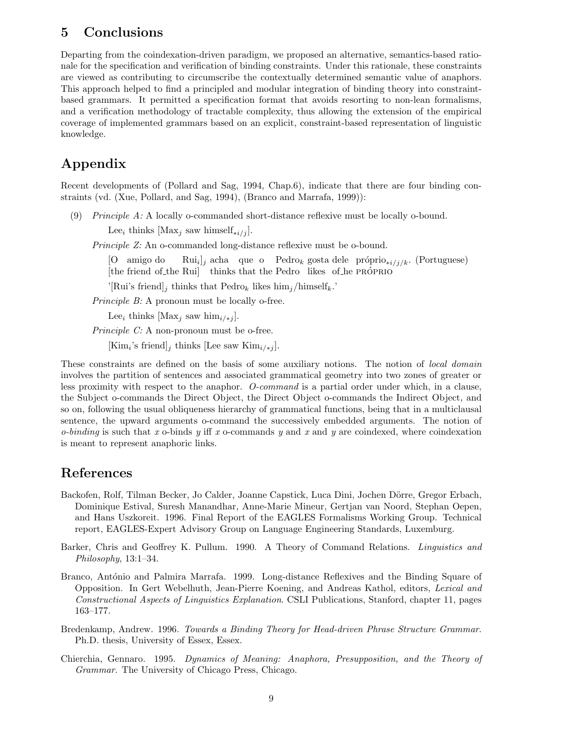## 5 Conclusions

Departing from the coindexation-driven paradigm, we proposed an alternative, semantics-based rationale for the specification and verification of binding constraints. Under this rationale, these constraints are viewed as contributing to circumscribe the contextually determined semantic value of anaphors. This approach helped to find a principled and modular integration of binding theory into constraint-based grammars. It permitted a specification format that avoids resorting to non-lean formalisms, and a verification methodology of tractable complexity, thus allowing the extension of the empirical coverage of implemented grammars based on an explicit, constraint-based representation of linguistic knowledge.

## Appendix

Recent developments of (Pollard and Sag, 1994, Chap.6), indicate that there are four binding constraints (vd. (Xue, Pollard, and Sag, 1994), (Branco and Marrafa, 1999)):

(9) *Principle A:* A locally o-commanded short-distance reflexive must be locally o-bound.

Lee$_i$ thinks [Max$_j$ saw himself$_{*i/j}$].

*Principle Z:* An o-commanded long-distance reflexive must be o-bound.

[O amigo do Rui$_i$]$_j$ acha que o Pedro$_k$ gosta dele próprio$_{*i/j/k}$. (Portuguese)
[the friend of_the Rui] thinks that the Pedro likes of_he PRÓPRIO

'[Rui's friend]$_j$ thinks that Pedro$_k$ likes him$_j$/himself$_k$.'

*Principle B:* A pronoun must be locally o-free.

Lee$_i$ thinks [Max$_j$ saw him$_{i/*j}$].

*Principle C:* A non-pronoun must be o-free.

[Kim$_i$'s friend]$_j$ thinks [Lee saw Kim$_{i/*j}$].

These constraints are defined on the basis of some auxiliary notions. The notion of *local domain* involves the partition of sentences and associated grammatical geometry into two zones of greater or less proximity with respect to the anaphor. *O-command* is a partial order under which, in a clause, the Subject o-commands the Direct Object, the Direct Object o-commands the Indirect Object, and so on, following the usual obliqueness hierarchy of grammatical functions, being that in a multiclausal sentence, the upward arguments o-command the successively embedded arguments. The notion of *o-binding* is such that $x$ o-binds $y$ iff $x$ o-commands $y$ and $x$ and $y$ are coindexed, where coindexation is meant to represent anaphoric links.

## References

Backofen, Rolf, Tilman Becker, Jo Calder, Joanne Capstick, Luca Dini, Jochen Dörre, Gregor Erbach, Dominique Estival, Suresh Manandhar, Anne-Marie Mineur, Gertjan van Noord, Stephan Oepen, and Hans Uszkoreit. 1996. Final Report of the EAGLES Formalisms Working Group. Technical report, EAGLES-Expert Advisory Group on Language Engineering Standards, Luxemburg.

Barker, Chris and Geoffrey K. Pullum. 1990. A Theory of Command Relations. *Linguistics and Philosophy*, 13:1–34.

Branco, António and Palmira Marrafa. 1999. Long-distance Reflexives and the Binding Square of Opposition. In Gert Webelhuth, Jean-Pierre Koening, and Andreas Kathol, editors, *Lexical and Constructional Aspects of Linguistics Explanation*. CSLI Publications, Stanford, chapter 11, pages 163–177.

Bredenkamp, Andrew. 1996. *Towards a Binding Theory for Head-driven Phrase Structure Grammar*. Ph.D. thesis, University of Essex, Essex.

Chierchia, Gennaro. 1995. *Dynamics of Meaning: Anaphora, Presupposition, and the Theory of Grammar*. The University of Chicago Press, Chicago.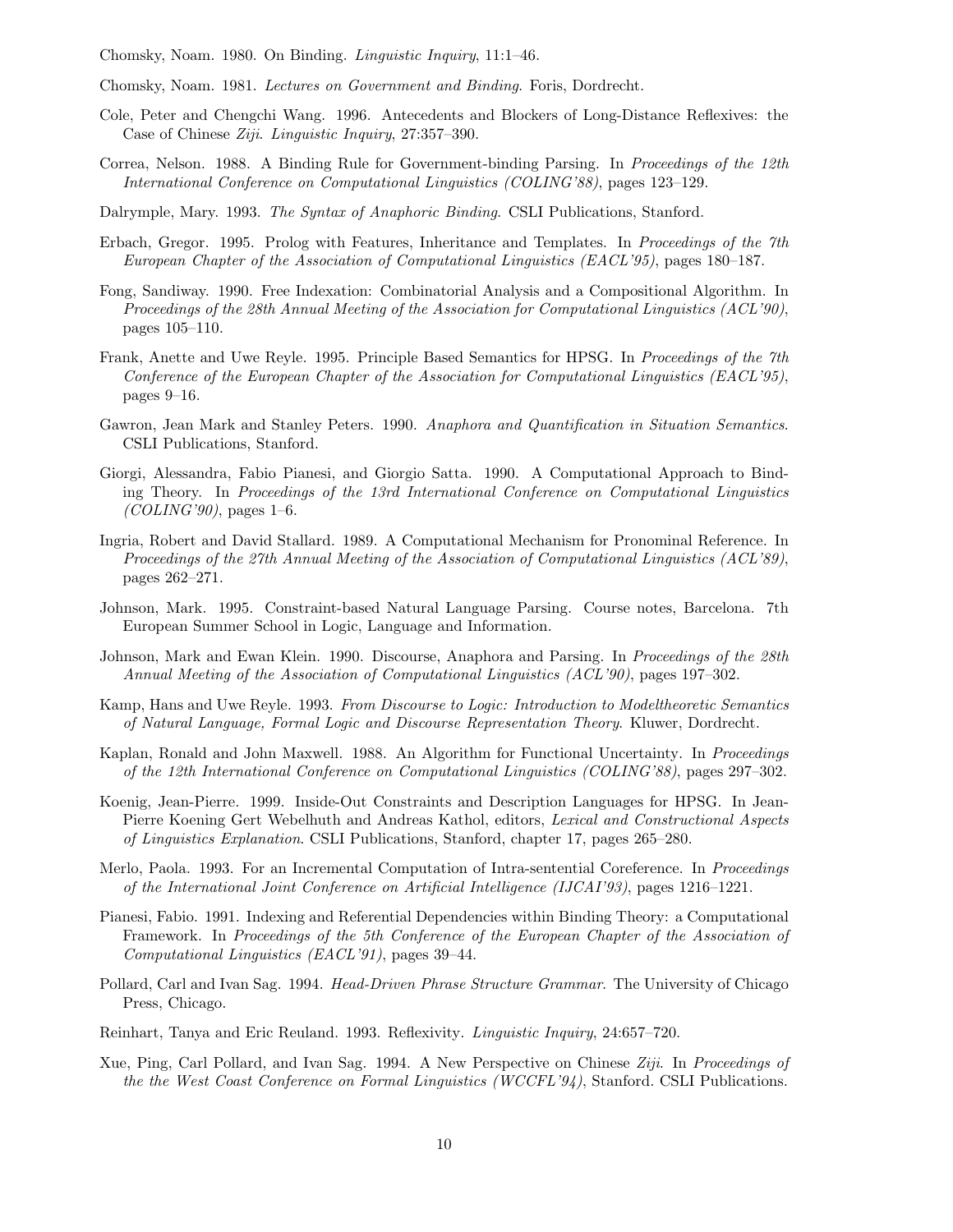Chomsky, Noam. 1980. On Binding. *Linguistic Inquiry*, 11:1–46.

Chomsky, Noam. 1981. *Lectures on Government and Binding*. Foris, Dordrecht.

Cole, Peter and Chengchi Wang. 1996. Antecedents and Blockers of Long-Distance Reflexives: the Case of Chinese *Ziji*. *Linguistic Inquiry*, 27:357–390.

Correa, Nelson. 1988. A Binding Rule for Government-binding Parsing. In *Proceedings of the 12th International Conference on Computational Linguistics (COLING'88)*, pages 123–129.

Dalrymple, Mary. 1993. *The Syntax of Anaphoric Binding*. CSLI Publications, Stanford.

Erbach, Gregor. 1995. Prolog with Features, Inheritance and Templates. In *Proceedings of the 7th European Chapter of the Association of Computational Linguistics (EACL'95)*, pages 180–187.

Fong, Sandiway. 1990. Free Indexation: Combinatorial Analysis and a Compositional Algorithm. In *Proceedings of the 28th Annual Meeting of the Association for Computational Linguistics (ACL'90)*, pages 105–110.

Frank, Anette and Uwe Reyle. 1995. Principle Based Semantics for HPSG. In *Proceedings of the 7th Conference of the European Chapter of the Association for Computational Linguistics (EACL'95)*, pages 9–16.

Gawron, Jean Mark and Stanley Peters. 1990. *Anaphora and Quantification in Situation Semantics*. CSLI Publications, Stanford.

Giorgi, Alessandra, Fabio Pianesi, and Giorgio Satta. 1990. A Computational Approach to Binding Theory. In *Proceedings of the 13rd International Conference on Computational Linguistics (COLING'90)*, pages 1–6.

Ingria, Robert and David Stallard. 1989. A Computational Mechanism for Pronominal Reference. In *Proceedings of the 27th Annual Meeting of the Association of Computational Linguistics (ACL'89)*, pages 262–271.

Johnson, Mark. 1995. Constraint-based Natural Language Parsing. Course notes, Barcelona. 7th European Summer School in Logic, Language and Information.

Johnson, Mark and Ewan Klein. 1990. Discourse, Anaphora and Parsing. In *Proceedings of the 28th Annual Meeting of the Association of Computational Linguistics (ACL'90)*, pages 197–302.

Kamp, Hans and Uwe Reyle. 1993. *From Discourse to Logic: Introduction to Modeltheoretic Semantics of Natural Language, Formal Logic and Discourse Representation Theory*. Kluwer, Dordrecht.

Kaplan, Ronald and John Maxwell. 1988. An Algorithm for Functional Uncertainty. In *Proceedings of the 12th International Conference on Computational Linguistics (COLING'88)*, pages 297–302.

Koenig, Jean-Pierre. 1999. Inside-Out Constraints and Description Languages for HPSG. In Jean-Pierre Koening Gert Webelhuth and Andreas Kathol, editors, *Lexical and Constructional Aspects of Linguistics Explanation*. CSLI Publications, Stanford, chapter 17, pages 265–280.

Merlo, Paola. 1993. For an Incremental Computation of Intra-sentential Coreference. In *Proceedings of the International Joint Conference on Artificial Intelligence (IJCAI'93)*, pages 1216–1221.

Pianesi, Fabio. 1991. Indexing and Referential Dependencies within Binding Theory: a Computational Framework. In *Proceedings of the 5th Conference of the European Chapter of the Association of Computational Linguistics (EACL'91)*, pages 39–44.

Pollard, Carl and Ivan Sag. 1994. *Head-Driven Phrase Structure Grammar*. The University of Chicago Press, Chicago.

Reinhart, Tanya and Eric Reuland. 1993. Reflexivity. *Linguistic Inquiry*, 24:657–720.

Xue, Ping, Carl Pollard, and Ivan Sag. 1994. A New Perspective on Chinese *Ziji*. In *Proceedings of the the West Coast Conference on Formal Linguistics (WCCFL'94)*, Stanford. CSLI Publications.